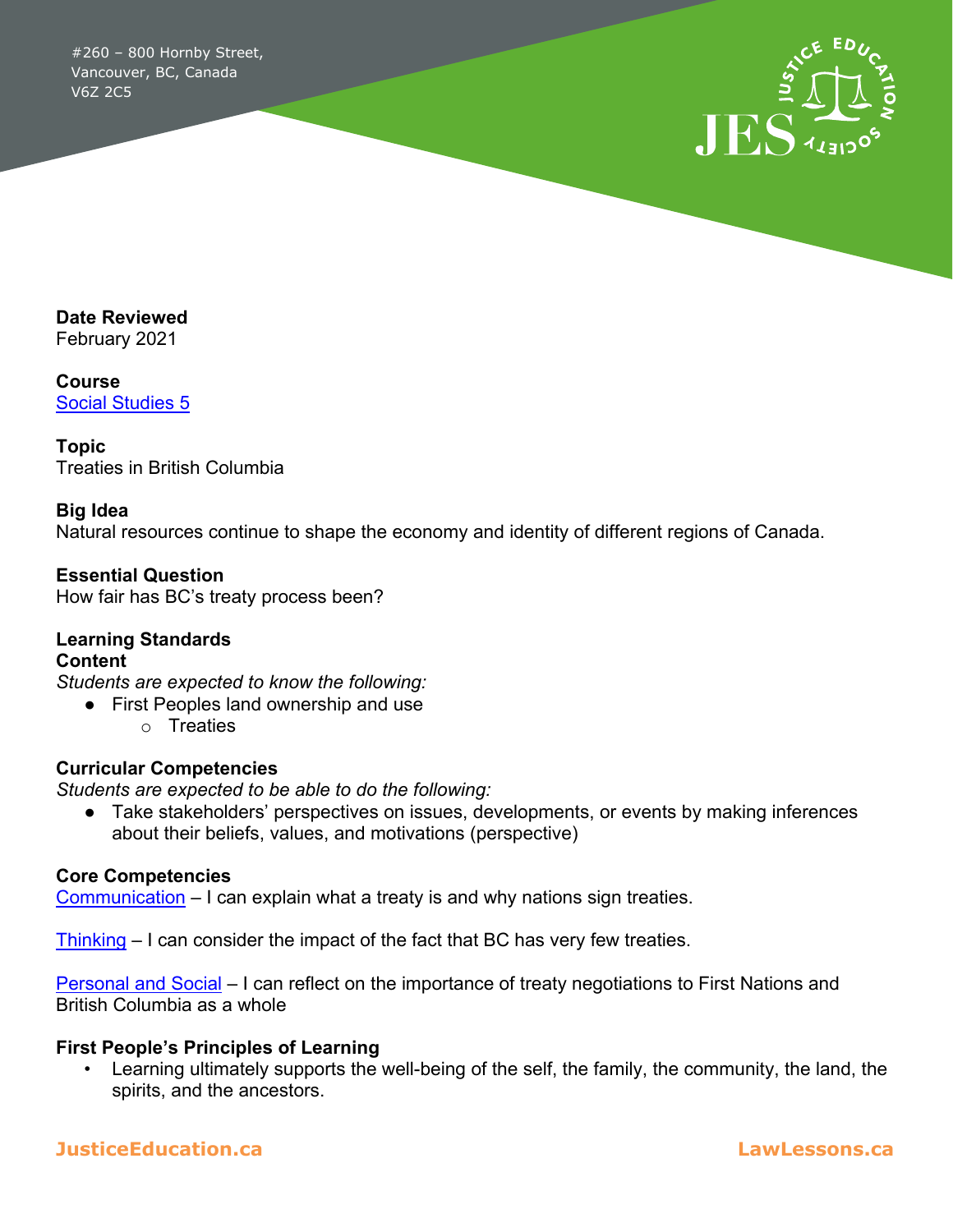#260 – 800 Hornby Street,
Vancouver, BC, Canada
V6Z 2C5

**Date Reviewed**
February 2021

**Course**
[Social Studies 5]

**Topic**
Treaties in British Columbia

**Big Idea**
Natural resources continue to shape the economy and identity of different regions of Canada.

**Essential Question**
How fair has BC's treaty process been?

**Learning Standards**
**Content**
*Students are expected to know the following:*

- First Peoples land ownership and use
  - Treaties

**Curricular Competencies**
*Students are expected to be able to do the following:*

- Take stakeholders' perspectives on issues, developments, or events by making inferences about their beliefs, values, and motivations (perspective)

**Core Competencies**
Communication – I can explain what a treaty is and why nations sign treaties.

Thinking – I can consider the impact of the fact that BC has very few treaties.

Personal and Social – I can reflect on the importance of treaty negotiations to First Nations and British Columbia as a whole

**First People's Principles of Learning**

- Learning ultimately supports the well-being of the self, the family, the community, the land, the spirits, and the ancestors.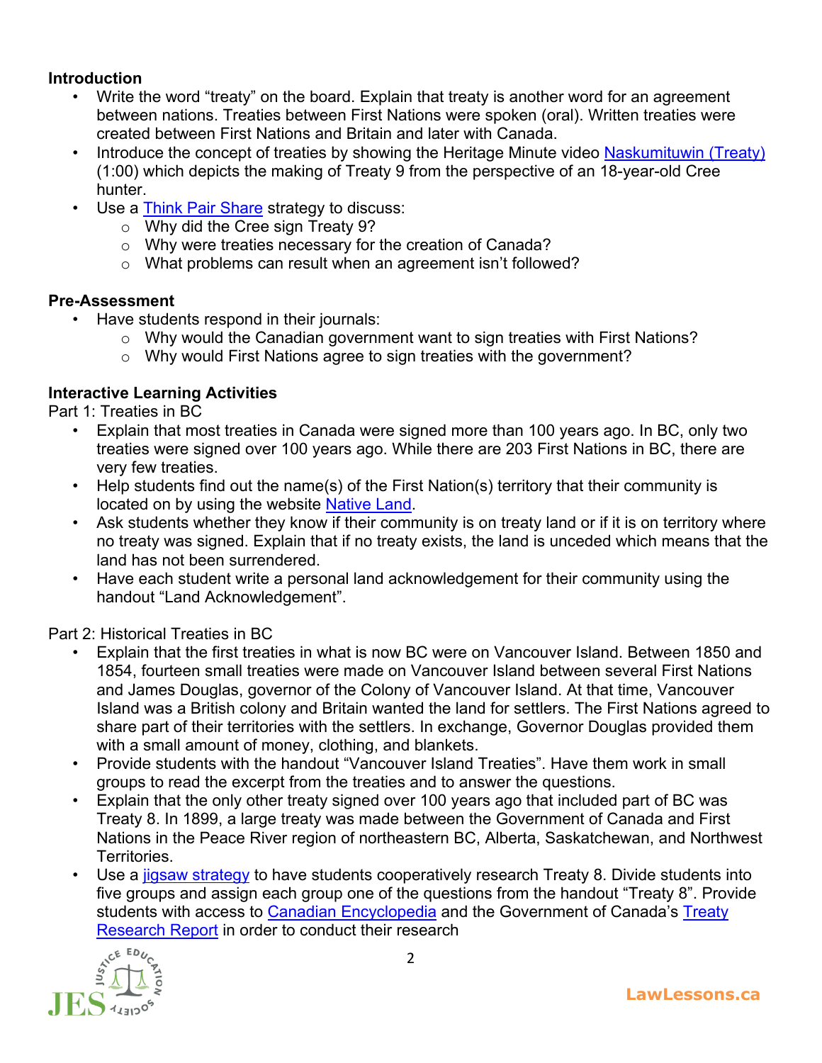**Introduction**

- Write the word "treaty" on the board. Explain that treaty is another word for an agreement between nations. Treaties between First Nations were spoken (oral). Written treaties were created between First Nations and Britain and later with Canada.
- Introduce the concept of treaties by showing the Heritage Minute video Naskumituwin (Treaty) (1:00) which depicts the making of Treaty 9 from the perspective of an 18-year-old Cree hunter.
- Use a Think Pair Share strategy to discuss:
  - Why did the Cree sign Treaty 9?
  - Why were treaties necessary for the creation of Canada?
  - What problems can result when an agreement isn't followed?

**Pre-Assessment**

- Have students respond in their journals:
  - Why would the Canadian government want to sign treaties with First Nations?
  - Why would First Nations agree to sign treaties with the government?

**Interactive Learning Activities**

Part 1: Treaties in BC

- Explain that most treaties in Canada were signed more than 100 years ago. In BC, only two treaties were signed over 100 years ago. While there are 203 First Nations in BC, there are very few treaties.
- Help students find out the name(s) of the First Nation(s) territory that their community is located on by using the website Native Land.
- Ask students whether they know if their community is on treaty land or if it is on territory where no treaty was signed. Explain that if no treaty exists, the land is unceded which means that the land has not been surrendered.
- Have each student write a personal land acknowledgement for their community using the handout "Land Acknowledgement".

Part 2: Historical Treaties in BC

- Explain that the first treaties in what is now BC were on Vancouver Island. Between 1850 and 1854, fourteen small treaties were made on Vancouver Island between several First Nations and James Douglas, governor of the Colony of Vancouver Island. At that time, Vancouver Island was a British colony and Britain wanted the land for settlers. The First Nations agreed to share part of their territories with the settlers. In exchange, Governor Douglas provided them with a small amount of money, clothing, and blankets.
- Provide students with the handout "Vancouver Island Treaties". Have them work in small groups to read the excerpt from the treaties and to answer the questions.
- Explain that the only other treaty signed over 100 years ago that included part of BC was Treaty 8. In 1899, a large treaty was made between the Government of Canada and First Nations in the Peace River region of northeastern BC, Alberta, Saskatchewan, and Northwest Territories.
- Use a jigsaw strategy to have students cooperatively research Treaty 8. Divide students into five groups and assign each group one of the questions from the handout "Treaty 8". Provide students with access to Canadian Encyclopedia and the Government of Canada's Treaty Research Report in order to conduct their research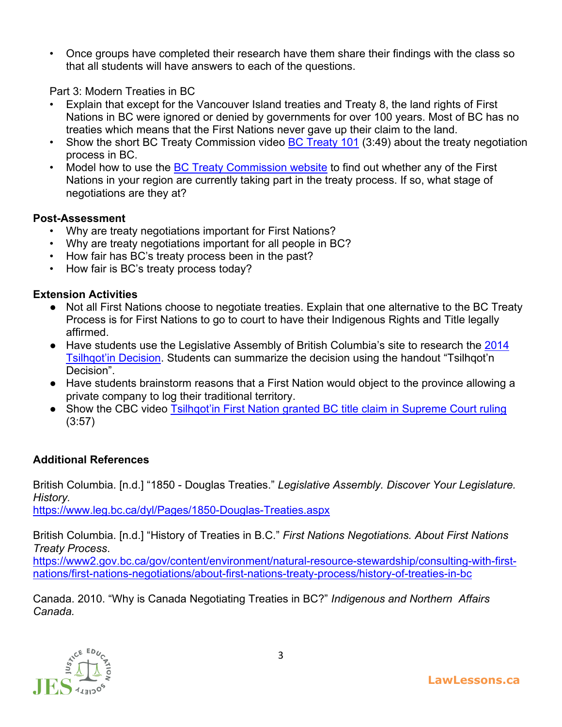- Once groups have completed their research have them share their findings with the class so that all students will have answers to each of the questions.

Part 3: Modern Treaties in BC

- Explain that except for the Vancouver Island treaties and Treaty 8, the land rights of First Nations in BC were ignored or denied by governments for over 100 years. Most of BC has no treaties which means that the First Nations never gave up their claim to the land.
- Show the short BC Treaty Commission video BC Treaty 101 (3:49) about the treaty negotiation process in BC.
- Model how to use the BC Treaty Commission website to find out whether any of the First Nations in your region are currently taking part in the treaty process. If so, what stage of negotiations are they at?

**Post-Assessment**

- Why are treaty negotiations important for First Nations?
- Why are treaty negotiations important for all people in BC?
- How fair has BC's treaty process been in the past?
- How fair is BC's treaty process today?

**Extension Activities**

- Not all First Nations choose to negotiate treaties. Explain that one alternative to the BC Treaty Process is for First Nations to go to court to have their Indigenous Rights and Title legally affirmed.
- Have students use the Legislative Assembly of British Columbia's site to research the 2014 Tsilhqot'in Decision. Students can summarize the decision using the handout "Tsilhqot'n Decision".
- Have students brainstorm reasons that a First Nation would object to the province allowing a private company to log their traditional territory.
- Show the CBC video Tsilhqot'in First Nation granted BC title claim in Supreme Court ruling (3:57)

**Additional References**

British Columbia. [n.d.] "1850 - Douglas Treaties." *Legislative Assembly. Discover Your Legislature. History.*
https://www.leg.bc.ca/dyl/Pages/1850-Douglas-Treaties.aspx

British Columbia. [n.d.] "History of Treaties in B.C." *First Nations Negotiations. About First Nations Treaty Process*.
https://www2.gov.bc.ca/gov/content/environment/natural-resource-stewardship/consulting-with-first-nations/first-nations-negotiations/about-first-nations-treaty-process/history-of-treaties-in-bc

Canada. 2010. "Why is Canada Negotiating Treaties in BC?" *Indigenous and Northern Affairs Canada.*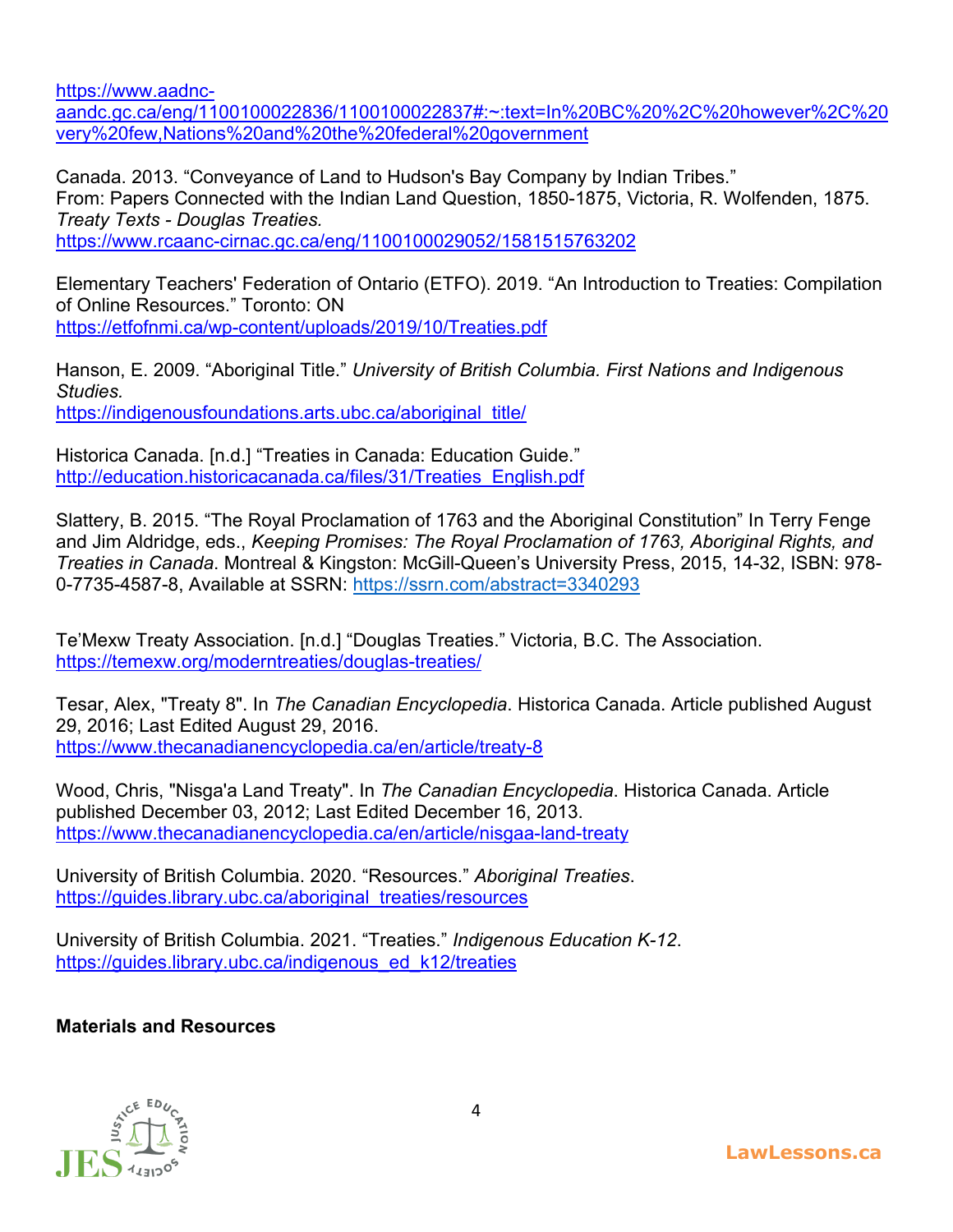https://www.aadnc-aandc.gc.ca/eng/1100100022836/1100100022837#:~:text=In%20BC%20%2C%20however%2C%20very%20few,Nations%20and%20the%20federal%20government

Canada. 2013. "Conveyance of Land to Hudson's Bay Company by Indian Tribes." From: Papers Connected with the Indian Land Question, 1850-1875, Victoria, R. Wolfenden, 1875. *Treaty Texts - Douglas Treaties.*
https://www.rcaanc-cirnac.gc.ca/eng/1100100029052/1581515763202

Elementary Teachers' Federation of Ontario (ETFO). 2019. "An Introduction to Treaties: Compilation of Online Resources." Toronto: ON
https://etfofnmi.ca/wp-content/uploads/2019/10/Treaties.pdf

Hanson, E. 2009. "Aboriginal Title." *University of British Columbia. First Nations and Indigenous Studies.*
https://indigenousfoundations.arts.ubc.ca/aboriginal_title/

Historica Canada. [n.d.] "Treaties in Canada: Education Guide."
http://education.historicacanada.ca/files/31/Treaties_English.pdf

Slattery, B. 2015. "The Royal Proclamation of 1763 and the Aboriginal Constitution" In Terry Fenge and Jim Aldridge, eds., *Keeping Promises: The Royal Proclamation of 1763, Aboriginal Rights, and Treaties in Canada*. Montreal & Kingston: McGill-Queen's University Press, 2015, 14-32, ISBN: 978-0-7735-4587-8, Available at SSRN: https://ssrn.com/abstract=3340293

Te'Mexw Treaty Association. [n.d.] "Douglas Treaties." Victoria, B.C. The Association.
https://temexw.org/moderntreaties/douglas-treaties/

Tesar, Alex, "Treaty 8". In *The Canadian Encyclopedia*. Historica Canada. Article published August 29, 2016; Last Edited August 29, 2016.
https://www.thecanadianencyclopedia.ca/en/article/treaty-8

Wood, Chris, "Nisga'a Land Treaty". In *The Canadian Encyclopedia*. Historica Canada. Article published December 03, 2012; Last Edited December 16, 2013.
https://www.thecanadianencyclopedia.ca/en/article/nisgaa-land-treaty

University of British Columbia. 2020. "Resources." *Aboriginal Treaties*.
https://guides.library.ubc.ca/aboriginal_treaties/resources

University of British Columbia. 2021. "Treaties." *Indigenous Education K-12*.
https://guides.library.ubc.ca/indigenous_ed_k12/treaties

**Materials and Resources**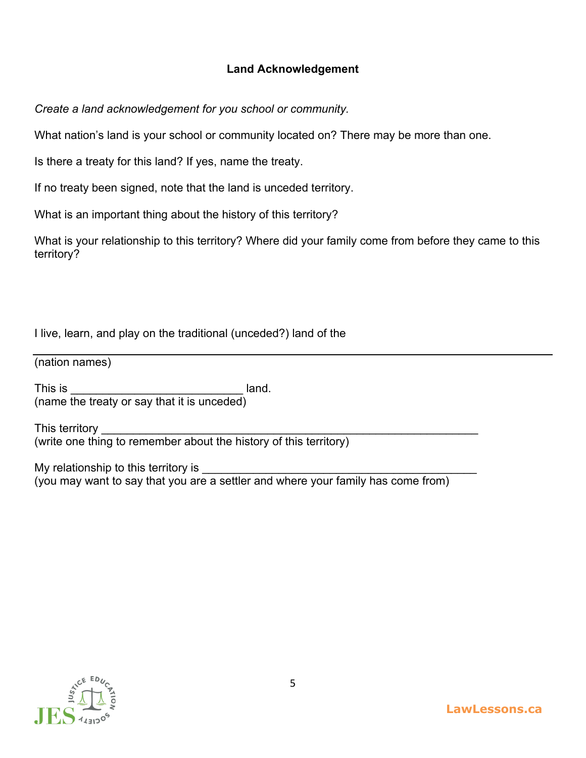## Land Acknowledgement

*Create a land acknowledgement for you school or community.*

What nation's land is your school or community located on? There may be more than one.

Is there a treaty for this land? If yes, name the treaty.

If no treaty been signed, note that the land is unceded territory.

What is an important thing about the history of this territory?

What is your relationship to this territory? Where did your family come from before they came to this territory?

I live, learn, and play on the traditional (unceded?) land of the

_______________________________________________________________________________

(nation names)

This is ___________________________ land.
(name the treaty or say that it is unceded)

This territory ___________________________________________________________
(write one thing to remember about the history of this territory)

My relationship to this territory is ___________________________________________
(you may want to say that you are a settler and where your family has come from)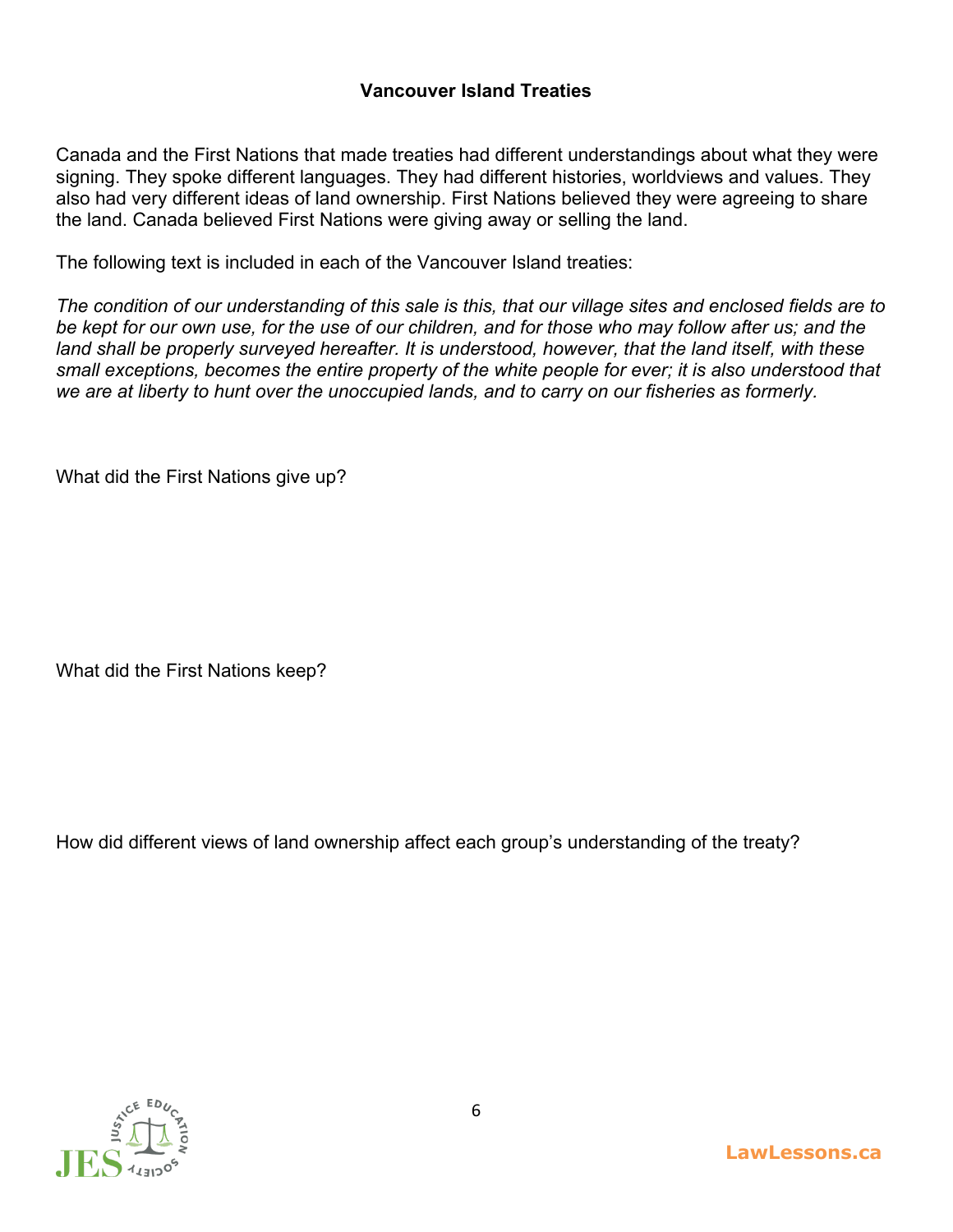## Vancouver Island Treaties

Canada and the First Nations that made treaties had different understandings about what they were signing. They spoke different languages. They had different histories, worldviews and values. They also had very different ideas of land ownership. First Nations believed they were agreeing to share the land. Canada believed First Nations were giving away or selling the land.

The following text is included in each of the Vancouver Island treaties:

*The condition of our understanding of this sale is this, that our village sites and enclosed fields are to be kept for our own use, for the use of our children, and for those who may follow after us; and the land shall be properly surveyed hereafter. It is understood, however, that the land itself, with these small exceptions, becomes the entire property of the white people for ever; it is also understood that we are at liberty to hunt over the unoccupied lands, and to carry on our fisheries as formerly.*

What did the First Nations give up?

What did the First Nations keep?

How did different views of land ownership affect each group's understanding of the treaty?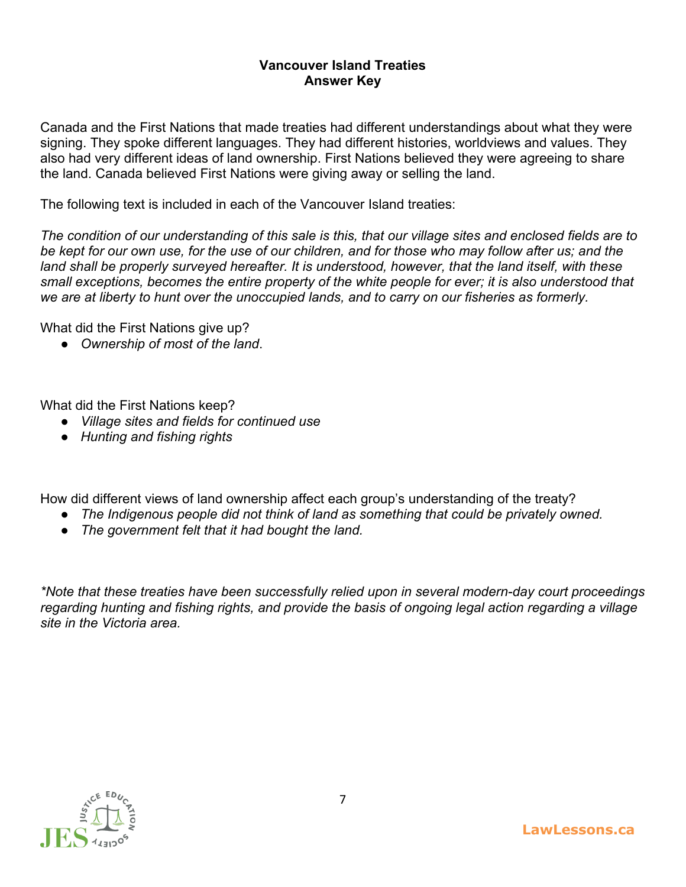**Vancouver Island Treaties**
**Answer Key**

Canada and the First Nations that made treaties had different understandings about what they were signing. They spoke different languages. They had different histories, worldviews and values. They also had very different ideas of land ownership. First Nations believed they were agreeing to share the land. Canada believed First Nations were giving away or selling the land.

The following text is included in each of the Vancouver Island treaties:

*The condition of our understanding of this sale is this, that our village sites and enclosed fields are to be kept for our own use, for the use of our children, and for those who may follow after us; and the land shall be properly surveyed hereafter. It is understood, however, that the land itself, with these small exceptions, becomes the entire property of the white people for ever; it is also understood that we are at liberty to hunt over the unoccupied lands, and to carry on our fisheries as formerly.*

What did the First Nations give up?

- *Ownership of most of the land*.

What did the First Nations keep?

- *Village sites and fields for continued use*
- *Hunting and fishing rights*

How did different views of land ownership affect each group's understanding of the treaty?

- *The Indigenous people did not think of land as something that could be privately owned.*
- *The government felt that it had bought the land.*

*\*Note that these treaties have been successfully relied upon in several modern-day court proceedings regarding hunting and fishing rights, and provide the basis of ongoing legal action regarding a village site in the Victoria area.*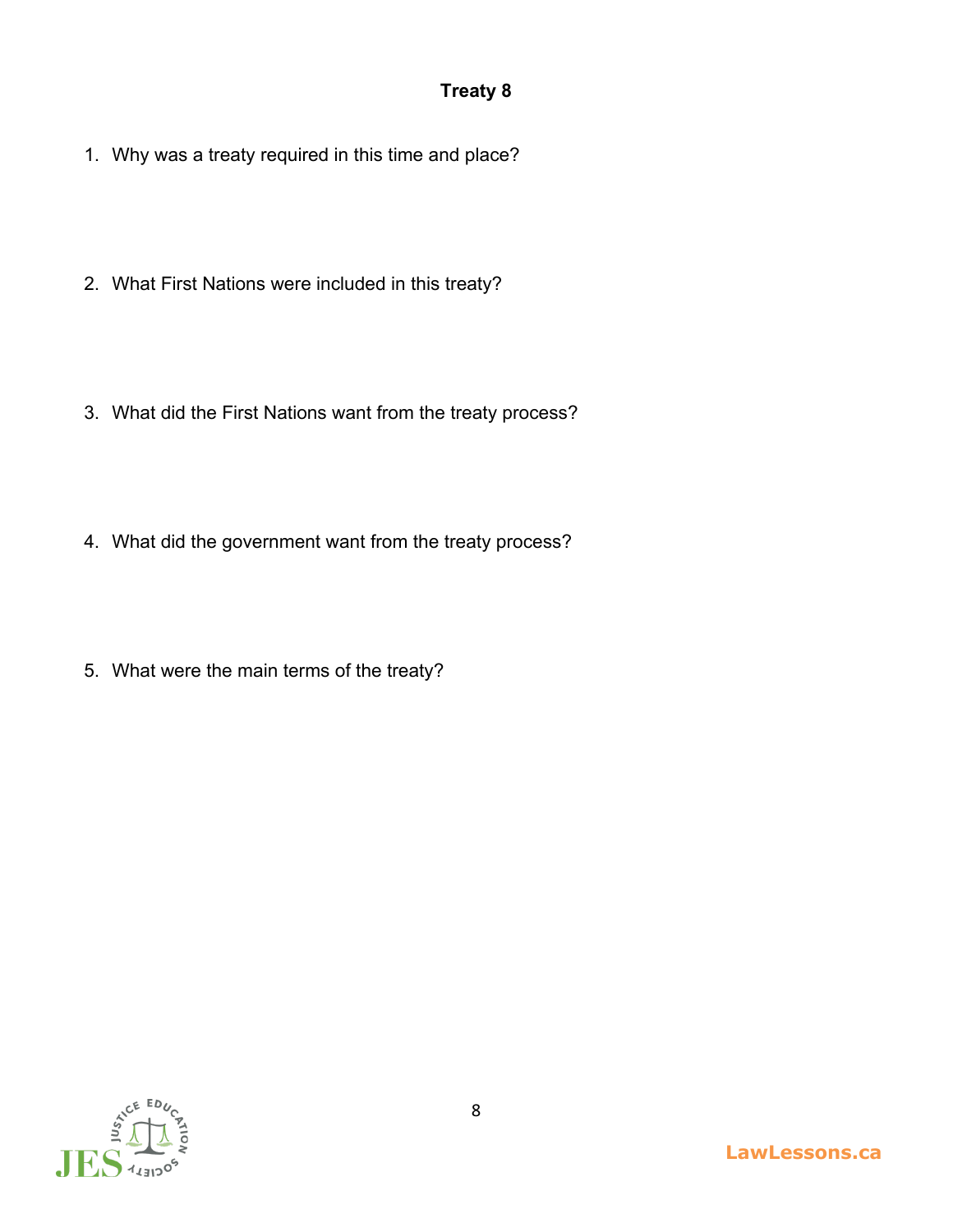# Treaty 8

1. Why was a treaty required in this time and place?

2. What First Nations were included in this treaty?

3. What did the First Nations want from the treaty process?

4. What did the government want from the treaty process?

5. What were the main terms of the treaty?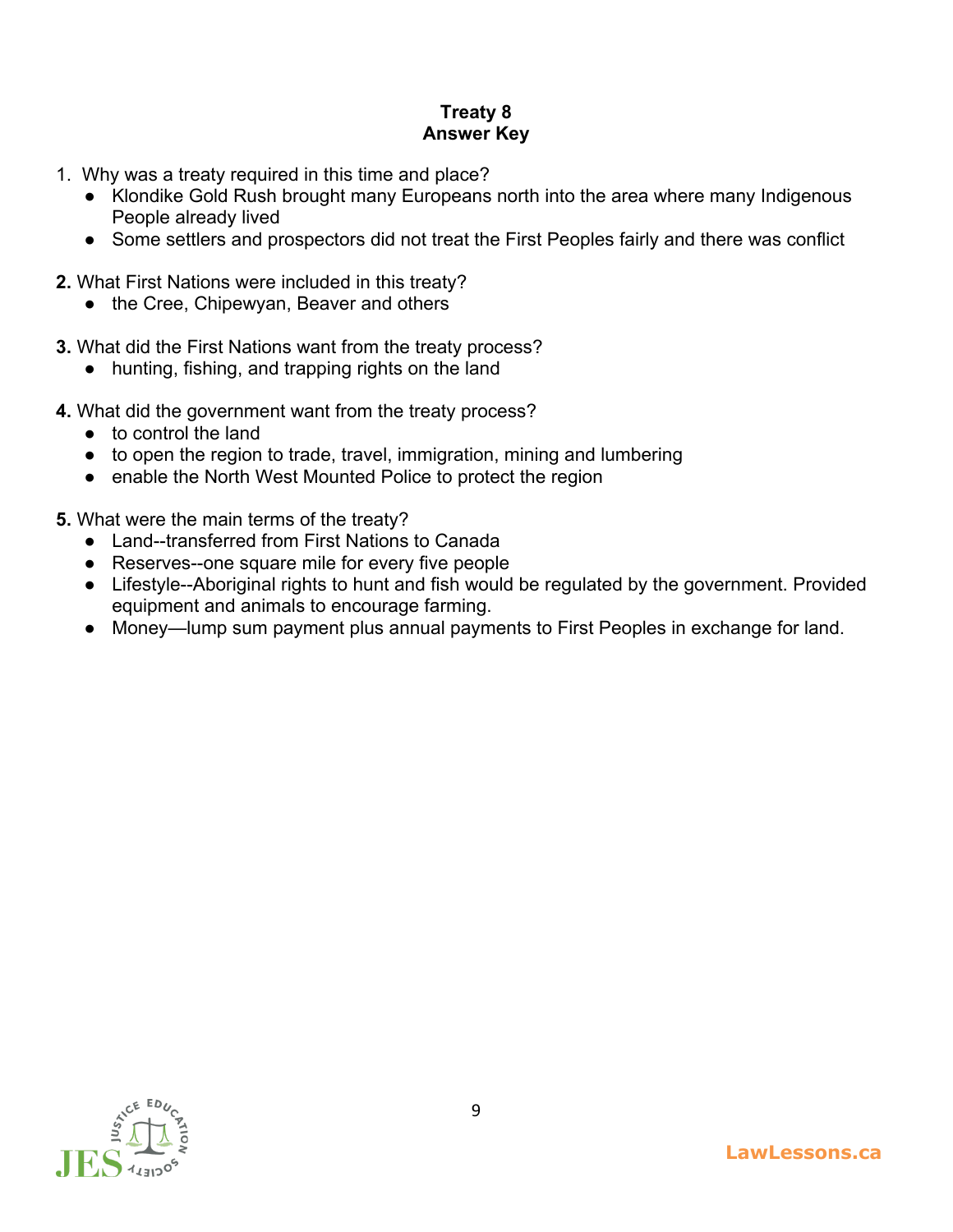**Treaty 8**
**Answer Key**

1. Why was a treaty required in this time and place?
   - Klondike Gold Rush brought many Europeans north into the area where many Indigenous People already lived
   - Some settlers and prospectors did not treat the First Peoples fairly and there was conflict

2. What First Nations were included in this treaty?
   - the Cree, Chipewyan, Beaver and others

3. What did the First Nations want from the treaty process?
   - hunting, fishing, and trapping rights on the land

4. What did the government want from the treaty process?
   - to control the land
   - to open the region to trade, travel, immigration, mining and lumbering
   - enable the North West Mounted Police to protect the region

5. What were the main terms of the treaty?
   - Land--transferred from First Nations to Canada
   - Reserves--one square mile for every five people
   - Lifestyle--Aboriginal rights to hunt and fish would be regulated by the government. Provided equipment and animals to encourage farming.
   - Money—lump sum payment plus annual payments to First Peoples in exchange for land.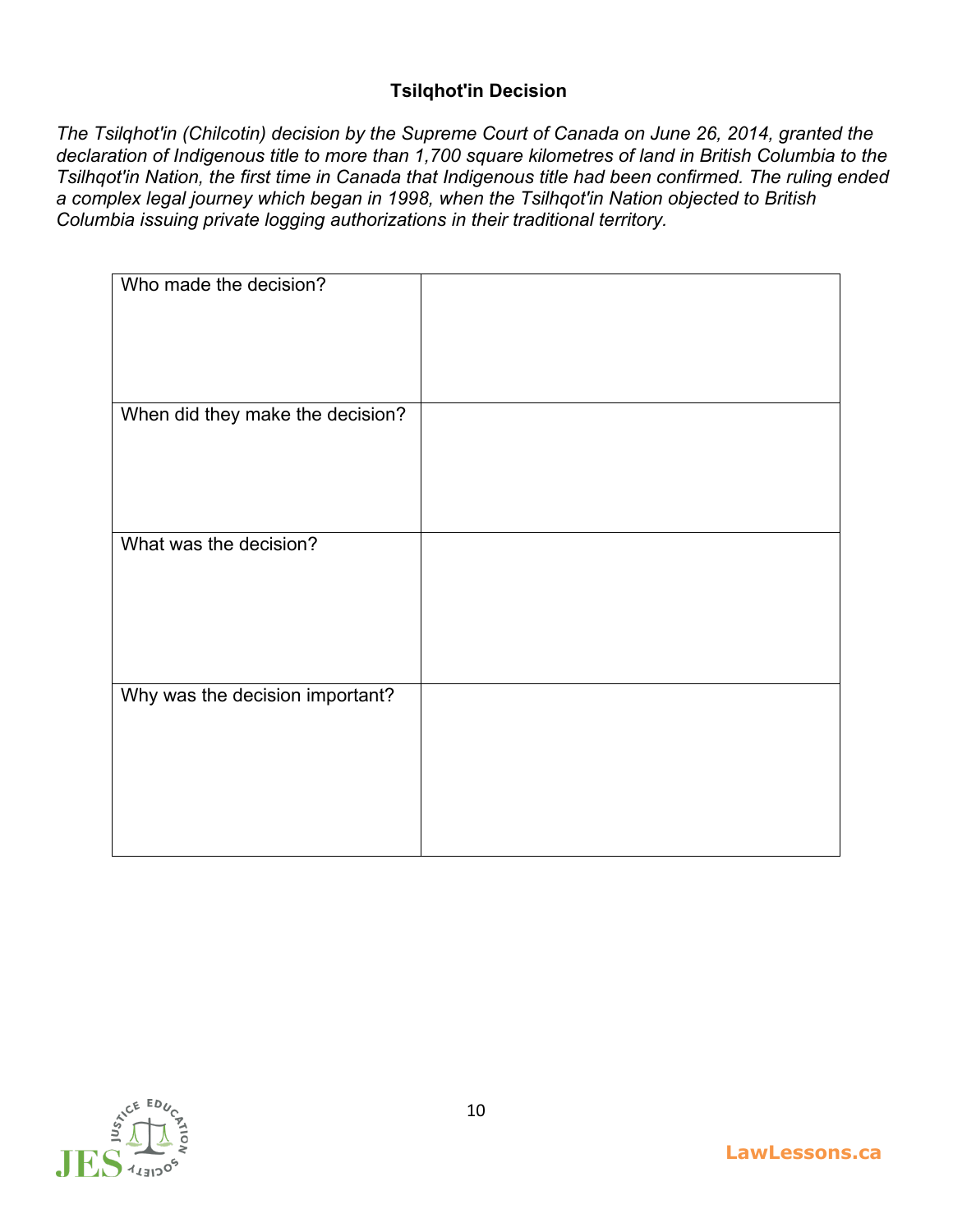**Tsilqhot'in Decision**

*The Tsilqhot'in (Chilcotin) decision by the Supreme Court of Canada on June 26, 2014, granted the declaration of Indigenous title to more than 1,700 square kilometres of land in British Columbia to the Tsilhqot'in Nation, the first time in Canada that Indigenous title had been confirmed. The ruling ended a complex legal journey which began in 1998, when the Tsilhqot'in Nation objected to British Columbia issuing private logging authorizations in their traditional territory.*

| | |
|---|---|
| Who made the decision? | |
| When did they make the decision? | |
| What was the decision? | |
| Why was the decision important? | |

LawLessons.ca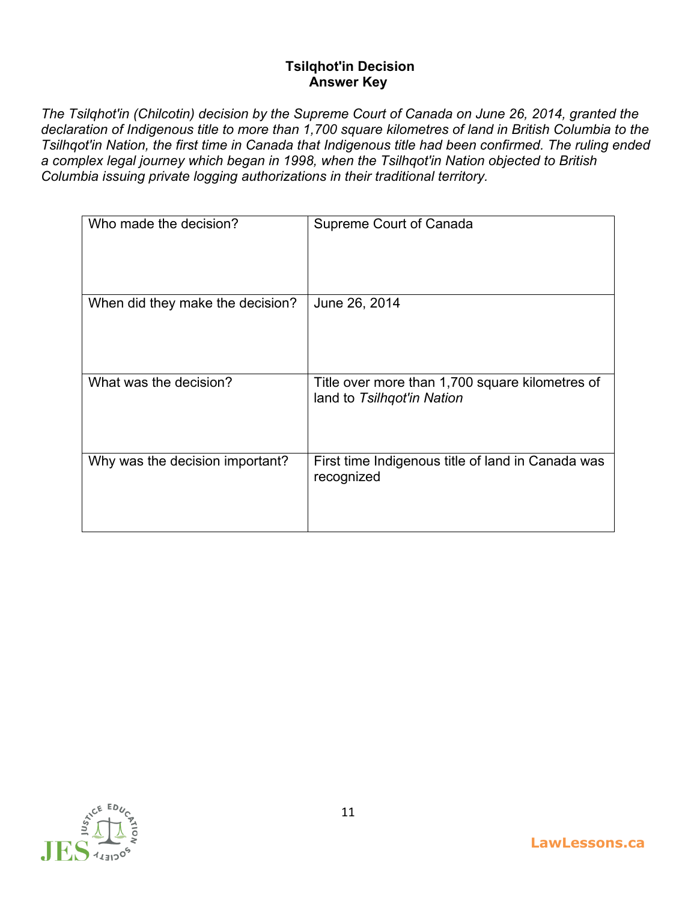**Tsilqhot'in Decision**
**Answer Key**

*The Tsilqhot'in (Chilcotin) decision by the Supreme Court of Canada on June 26, 2014, granted the declaration of Indigenous title to more than 1,700 square kilometres of land in British Columbia to the Tsilhqot'in Nation, the first time in Canada that Indigenous title had been confirmed. The ruling ended a complex legal journey which began in 1998, when the Tsilhqot'in Nation objected to British Columbia issuing private logging authorizations in their traditional territory.*

| | |
|---|---|
| Who made the decision? | Supreme Court of Canada |
| When did they make the decision? | June 26, 2014 |
| What was the decision? | Title over more than 1,700 square kilometres of land to *Tsilhqot'in Nation* |
| Why was the decision important? | First time Indigenous title of land in Canada was recognized |